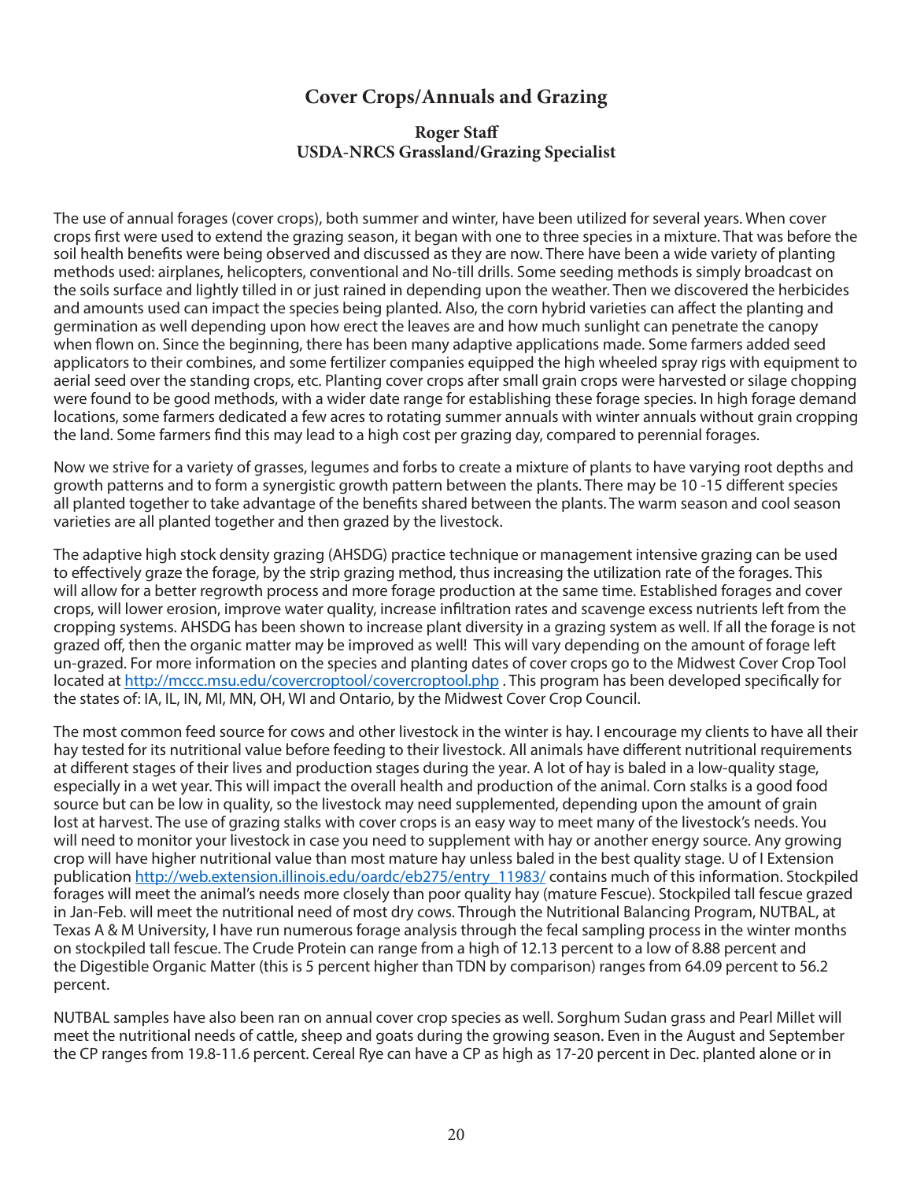# Cover Crops/Annuals and Grazing

**Roger Staff**
**USDA-NRCS Grassland/Grazing Specialist**

The use of annual forages (cover crops), both summer and winter, have been utilized for several years. When cover crops first were used to extend the grazing season, it began with one to three species in a mixture. That was before the soil health benefits were being observed and discussed as they are now. There have been a wide variety of planting methods used: airplanes, helicopters, conventional and No-till drills. Some seeding methods is simply broadcast on the soils surface and lightly tilled in or just rained in depending upon the weather. Then we discovered the herbicides and amounts used can impact the species being planted. Also, the corn hybrid varieties can affect the planting and germination as well depending upon how erect the leaves are and how much sunlight can penetrate the canopy when flown on. Since the beginning, there has been many adaptive applications made. Some farmers added seed applicators to their combines, and some fertilizer companies equipped the high wheeled spray rigs with equipment to aerial seed over the standing crops, etc. Planting cover crops after small grain crops were harvested or silage chopping were found to be good methods, with a wider date range for establishing these forage species. In high forage demand locations, some farmers dedicated a few acres to rotating summer annuals with winter annuals without grain cropping the land. Some farmers find this may lead to a high cost per grazing day, compared to perennial forages.

Now we strive for a variety of grasses, legumes and forbs to create a mixture of plants to have varying root depths and growth patterns and to form a synergistic growth pattern between the plants. There may be 10 -15 different species all planted together to take advantage of the benefits shared between the plants. The warm season and cool season varieties are all planted together and then grazed by the livestock.

The adaptive high stock density grazing (AHSDG) practice technique or management intensive grazing can be used to effectively graze the forage, by the strip grazing method, thus increasing the utilization rate of the forages. This will allow for a better regrowth process and more forage production at the same time. Established forages and cover crops, will lower erosion, improve water quality, increase infiltration rates and scavenge excess nutrients left from the cropping systems. AHSDG has been shown to increase plant diversity in a grazing system as well. If all the forage is not grazed off, then the organic matter may be improved as well! This will vary depending on the amount of forage left un-grazed. For more information on the species and planting dates of cover crops go to the Midwest Cover Crop Tool located at http://mccc.msu.edu/covercroptool/covercroptool.php . This program has been developed specifically for the states of: IA, IL, IN, MI, MN, OH, WI and Ontario, by the Midwest Cover Crop Council.

The most common feed source for cows and other livestock in the winter is hay. I encourage my clients to have all their hay tested for its nutritional value before feeding to their livestock. All animals have different nutritional requirements at different stages of their lives and production stages during the year. A lot of hay is baled in a low-quality stage, especially in a wet year. This will impact the overall health and production of the animal. Corn stalks is a good food source but can be low in quality, so the livestock may need supplemented, depending upon the amount of grain lost at harvest. The use of grazing stalks with cover crops is an easy way to meet many of the livestock's needs. You will need to monitor your livestock in case you need to supplement with hay or another energy source. Any growing crop will have higher nutritional value than most mature hay unless baled in the best quality stage. U of I Extension publication http://web.extension.illinois.edu/oardc/eb275/entry_11983/ contains much of this information. Stockpiled forages will meet the animal's needs more closely than poor quality hay (mature Fescue). Stockpiled tall fescue grazed in Jan-Feb. will meet the nutritional need of most dry cows. Through the Nutritional Balancing Program, NUTBAL, at Texas A & M University, I have run numerous forage analysis through the fecal sampling process in the winter months on stockpiled tall fescue. The Crude Protein can range from a high of 12.13 percent to a low of 8.88 percent and the Digestible Organic Matter (this is 5 percent higher than TDN by comparison) ranges from 64.09 percent to 56.2 percent.

NUTBAL samples have also been ran on annual cover crop species as well. Sorghum Sudan grass and Pearl Millet will meet the nutritional needs of cattle, sheep and goats during the growing season. Even in the August and September the CP ranges from 19.8-11.6 percent. Cereal Rye can have a CP as high as 17-20 percent in Dec. planted alone or in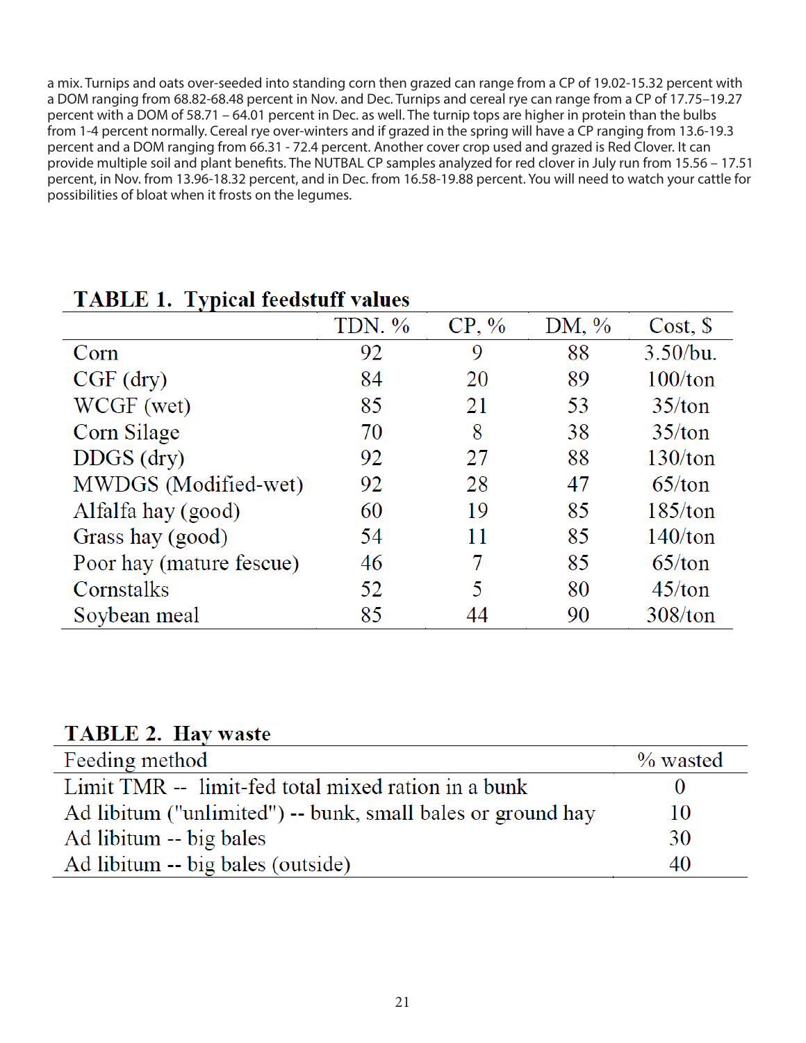a mix. Turnips and oats over-seeded into standing corn then grazed can range from a CP of 19.02-15.32 percent with a DOM ranging from 68.82-68.48 percent in Nov. and Dec. Turnips and cereal rye can range from a CP of 17.75–19.27 percent with a DOM of 58.71 – 64.01 percent in Dec. as well. The turnip tops are higher in protein than the bulbs from 1-4 percent normally. Cereal rye over-winters and if grazed in the spring will have a CP ranging from 13.6-19.3 percent and a DOM ranging from 66.31 - 72.4 percent. Another cover crop used and grazed is Red Clover. It can provide multiple soil and plant benefits. The NUTBAL CP samples analyzed for red clover in July run from 15.56 – 17.51 percent, in Nov. from 13.96-18.32 percent, and in Dec. from 16.58-19.88 percent. You will need to watch your cattle for possibilities of bloat when it frosts on the legumes.

**TABLE 1. Typical feedstuff values**

| | TDN. % | CP, % | DM, % | Cost, $ |
|---|---|---|---|---|
| Corn | 92 | 9 | 88 | 3.50/bu. |
| CGF (dry) | 84 | 20 | 89 | 100/ton |
| WCGF (wet) | 85 | 21 | 53 | 35/ton |
| Corn Silage | 70 | 8 | 38 | 35/ton |
| DDGS (dry) | 92 | 27 | 88 | 130/ton |
| MWDGS (Modified-wet) | 92 | 28 | 47 | 65/ton |
| Alfalfa hay (good) | 60 | 19 | 85 | 185/ton |
| Grass hay (good) | 54 | 11 | 85 | 140/ton |
| Poor hay (mature fescue) | 46 | 7 | 85 | 65/ton |
| Cornstalks | 52 | 5 | 80 | 45/ton |
| Soybean meal | 85 | 44 | 90 | 308/ton |

**TABLE 2. Hay waste**

| Feeding method | % wasted |
|---|---|
| Limit TMR -- limit-fed total mixed ration in a bunk | 0 |
| Ad libitum ("unlimited") -- bunk, small bales or ground hay | 10 |
| Ad libitum -- big bales | 30 |
| Ad libitum -- big bales (outside) | 40 |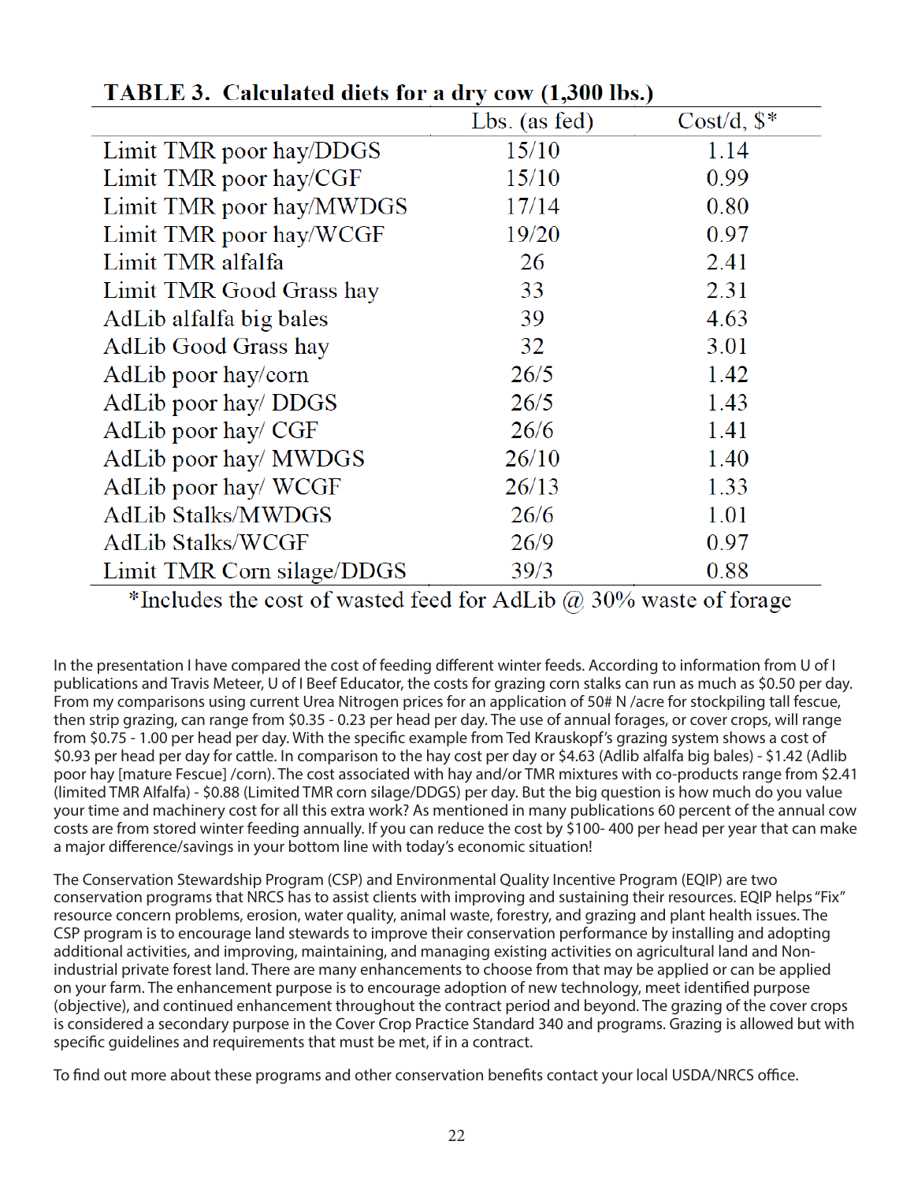**TABLE 3. Calculated diets for a dry cow (1,300 lbs.)**

| | Lbs. (as fed) | Cost/d, $* |
|---|---|---|
| Limit TMR poor hay/DDGS | 15/10 | 1.14 |
| Limit TMR poor hay/CGF | 15/10 | 0.99 |
| Limit TMR poor hay/MWDGS | 17/14 | 0.80 |
| Limit TMR poor hay/WCGF | 19/20 | 0.97 |
| Limit TMR alfalfa | 26 | 2.41 |
| Limit TMR Good Grass hay | 33 | 2.31 |
| AdLib alfalfa big bales | 39 | 4.63 |
| AdLib Good Grass hay | 32 | 3.01 |
| AdLib poor hay/corn | 26/5 | 1.42 |
| AdLib poor hay/ DDGS | 26/5 | 1.43 |
| AdLib poor hay/ CGF | 26/6 | 1.41 |
| AdLib poor hay/ MWDGS | 26/10 | 1.40 |
| AdLib poor hay/ WCGF | 26/13 | 1.33 |
| AdLib Stalks/MWDGS | 26/6 | 1.01 |
| AdLib Stalks/WCGF | 26/9 | 0.97 |
| Limit TMR Corn silage/DDGS | 39/3 | 0.88 |

*Includes the cost of wasted feed for AdLib @ 30% waste of forage

In the presentation I have compared the cost of feeding different winter feeds. According to information from U of I publications and Travis Meteer, U of I Beef Educator, the costs for grazing corn stalks can run as much as $0.50 per day. From my comparisons using current Urea Nitrogen prices for an application of 50# N /acre for stockpiling tall fescue, then strip grazing, can range from $0.35 - 0.23 per head per day. The use of annual forages, or cover crops, will range from $0.75 - 1.00 per head per day. With the specific example from Ted Krauskopf's grazing system shows a cost of $0.93 per head per day for cattle. In comparison to the hay cost per day or $4.63 (Adlib alfalfa big bales) - $1.42 (Adlib poor hay [mature Fescue] /corn). The cost associated with hay and/or TMR mixtures with co-products range from $2.41 (limited TMR Alfalfa) - $0.88 (Limited TMR corn silage/DDGS) per day. But the big question is how much do you value your time and machinery cost for all this extra work? As mentioned in many publications 60 percent of the annual cow costs are from stored winter feeding annually. If you can reduce the cost by $100- 400 per head per year that can make a major difference/savings in your bottom line with today's economic situation!

The Conservation Stewardship Program (CSP) and Environmental Quality Incentive Program (EQIP) are two conservation programs that NRCS has to assist clients with improving and sustaining their resources. EQIP helps "Fix" resource concern problems, erosion, water quality, animal waste, forestry, and grazing and plant health issues. The CSP program is to encourage land stewards to improve their conservation performance by installing and adopting additional activities, and improving, maintaining, and managing existing activities on agricultural land and Non-industrial private forest land. There are many enhancements to choose from that may be applied or can be applied on your farm. The enhancement purpose is to encourage adoption of new technology, meet identified purpose (objective), and continued enhancement throughout the contract period and beyond. The grazing of the cover crops is considered a secondary purpose in the Cover Crop Practice Standard 340 and programs. Grazing is allowed but with specific guidelines and requirements that must be met, if in a contract.

To find out more about these programs and other conservation benefits contact your local USDA/NRCS office.